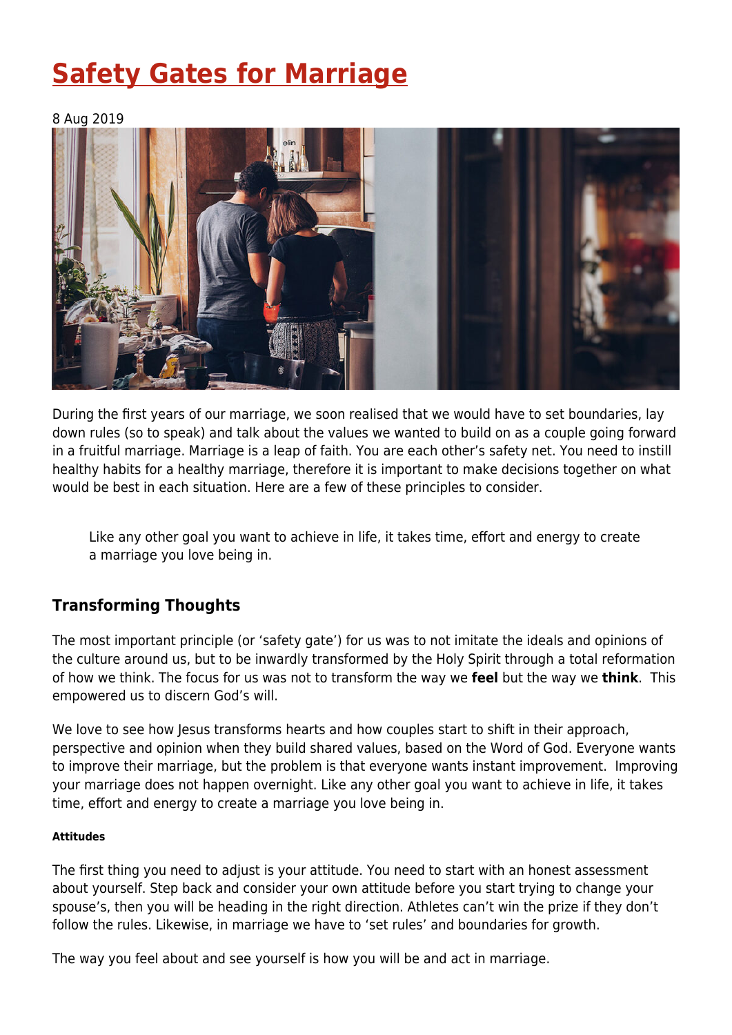# Safety Gates for Marriage

8 Aug 2019

During the first years of our marriage, we soon realised that we would have to set boundaries, lay down rules (so to speak) and talk about the values we wanted to build on as a couple going forward in a fruitful marriage. Marriage is a leap of faith. You are each other's safety net. You need to instill healthy habits for a healthy marriage, therefore it is important to make decisions together on what would be best in each situation. Here are a few of these principles to consider.

> Like any other goal you want to achieve in life, it takes time, effort and energy to create a marriage you love being in.

## Transforming Thoughts

The most important principle (or 'safety gate') for us was to not imitate the ideals and opinions of the culture around us, but to be inwardly transformed by the Holy Spirit through a total reformation of how we think. The focus for us was not to transform the way we **feel** but the way we **think**. This empowered us to discern God's will.

We love to see how Jesus transforms hearts and how couples start to shift in their approach, perspective and opinion when they build shared values, based on the Word of God. Everyone wants to improve their marriage, but the problem is that everyone wants instant improvement. Improving your marriage does not happen overnight. Like any other goal you want to achieve in life, it takes time, effort and energy to create a marriage you love being in.

###### Attitudes

The first thing you need to adjust is your attitude. You need to start with an honest assessment about yourself. Step back and consider your own attitude before you start trying to change your spouse's, then you will be heading in the right direction. Athletes can't win the prize if they don't follow the rules. Likewise, in marriage we have to 'set rules' and boundaries for growth.

The way you feel about and see yourself is how you will be and act in marriage.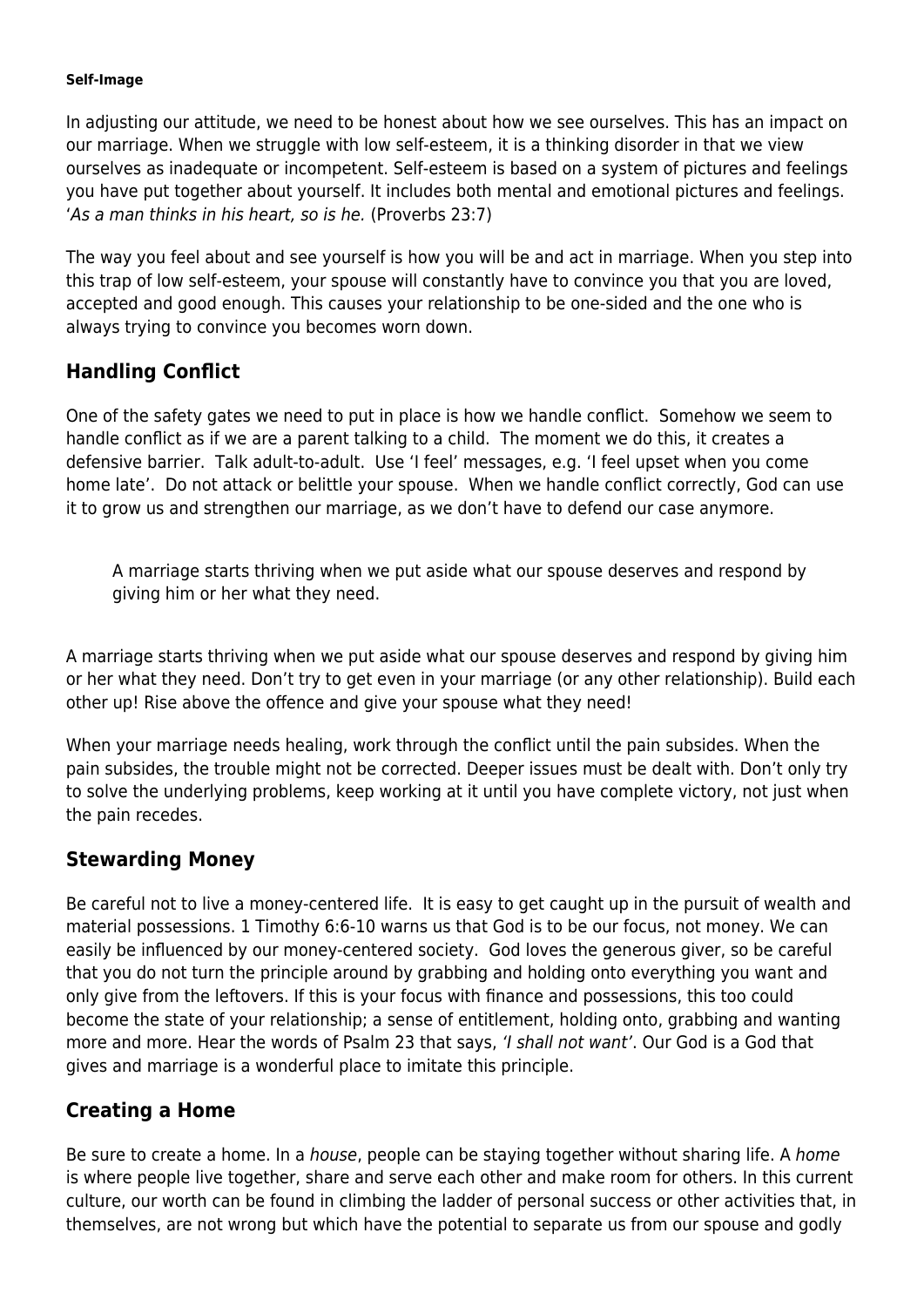#### Self-Image

In adjusting our attitude, we need to be honest about how we see ourselves. This has an impact on our marriage. When we struggle with low self-esteem, it is a thinking disorder in that we view ourselves as inadequate or incompetent. Self-esteem is based on a system of pictures and feelings you have put together about yourself. It includes both mental and emotional pictures and feelings. '*As a man thinks in his heart, so is he.* (Proverbs 23:7)

The way you feel about and see yourself is how you will be and act in marriage. When you step into this trap of low self-esteem, your spouse will constantly have to convince you that you are loved, accepted and good enough. This causes your relationship to be one-sided and the one who is always trying to convince you becomes worn down.

## Handling Conflict

One of the safety gates we need to put in place is how we handle conflict. Somehow we seem to handle conflict as if we are a parent talking to a child. The moment we do this, it creates a defensive barrier. Talk adult-to-adult. Use 'I feel' messages, e.g. 'I feel upset when you come home late'. Do not attack or belittle your spouse. When we handle conflict correctly, God can use it to grow us and strengthen our marriage, as we don't have to defend our case anymore.

> A marriage starts thriving when we put aside what our spouse deserves and respond by giving him or her what they need.

A marriage starts thriving when we put aside what our spouse deserves and respond by giving him or her what they need. Don't try to get even in your marriage (or any other relationship). Build each other up! Rise above the offence and give your spouse what they need!

When your marriage needs healing, work through the conflict until the pain subsides. When the pain subsides, the trouble might not be corrected. Deeper issues must be dealt with. Don't only try to solve the underlying problems, keep working at it until you have complete victory, not just when the pain recedes.

## Stewarding Money

Be careful not to live a money-centered life. It is easy to get caught up in the pursuit of wealth and material possessions. 1 Timothy 6:6-10 warns us that God is to be our focus, not money. We can easily be influenced by our money-centered society. God loves the generous giver, so be careful that you do not turn the principle around by grabbing and holding onto everything you want and only give from the leftovers. If this is your focus with finance and possessions, this too could become the state of your relationship; a sense of entitlement, holding onto, grabbing and wanting more and more. Hear the words of Psalm 23 that says, *'I shall not want'*. Our God is a God that gives and marriage is a wonderful place to imitate this principle.

## Creating a Home

Be sure to create a home. In a *house*, people can be staying together without sharing life. A *home* is where people live together, share and serve each other and make room for others. In this current culture, our worth can be found in climbing the ladder of personal success or other activities that, in themselves, are not wrong but which have the potential to separate us from our spouse and godly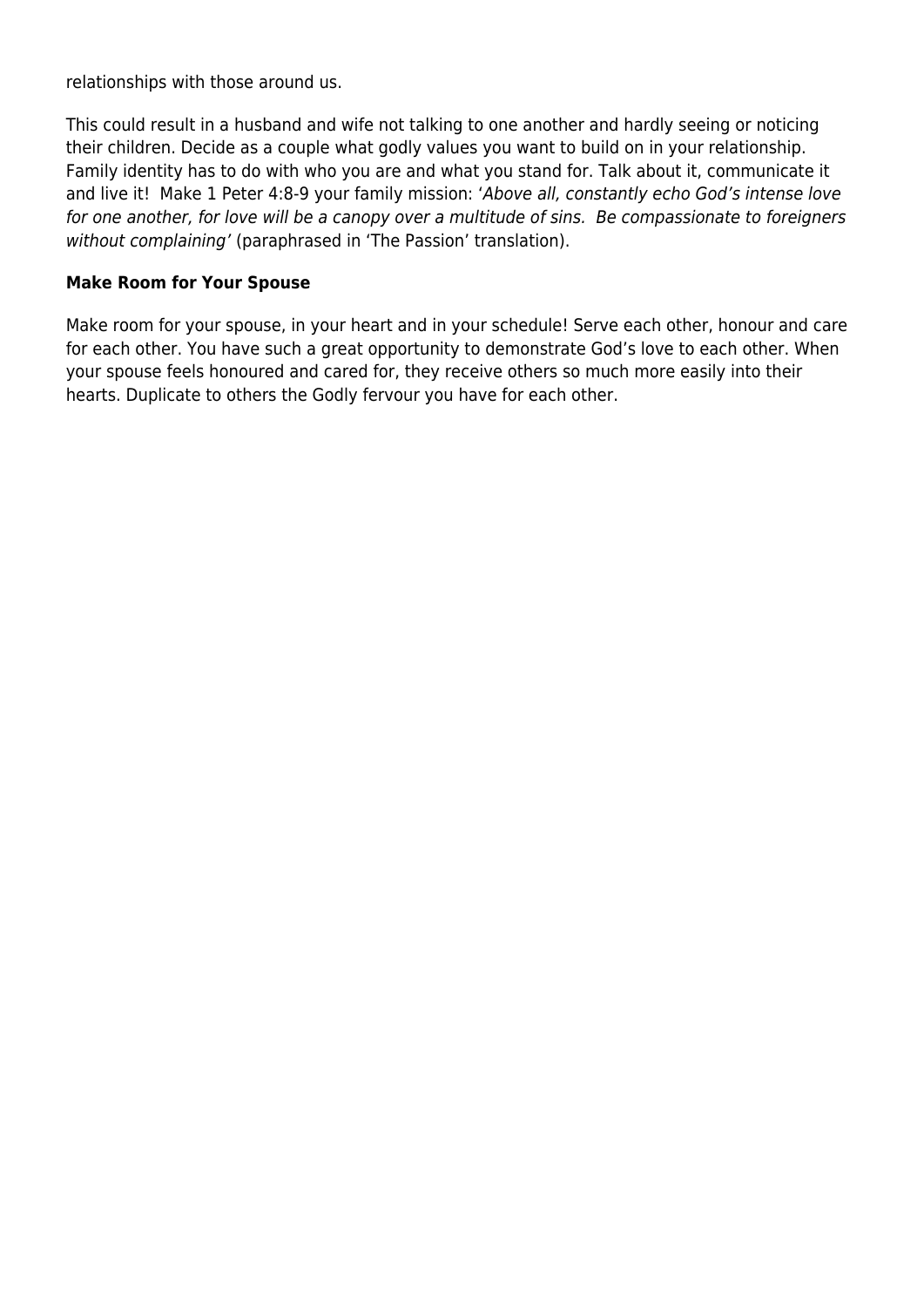relationships with those around us.

This could result in a husband and wife not talking to one another and hardly seeing or noticing their children. Decide as a couple what godly values you want to build on in your relationship. Family identity has to do with who you are and what you stand for. Talk about it, communicate it and live it!  Make 1 Peter 4:8-9 your family mission: '*Above all, constantly echo God's intense love for one another, for love will be a canopy over a multitude of sins.  Be compassionate to foreigners without complaining'* (paraphrased in 'The Passion' translation).

**Make Room for Your Spouse**

Make room for your spouse, in your heart and in your schedule! Serve each other, honour and care for each other. You have such a great opportunity to demonstrate God's love to each other. When your spouse feels honoured and cared for, they receive others so much more easily into their hearts. Duplicate to others the Godly fervour you have for each other.